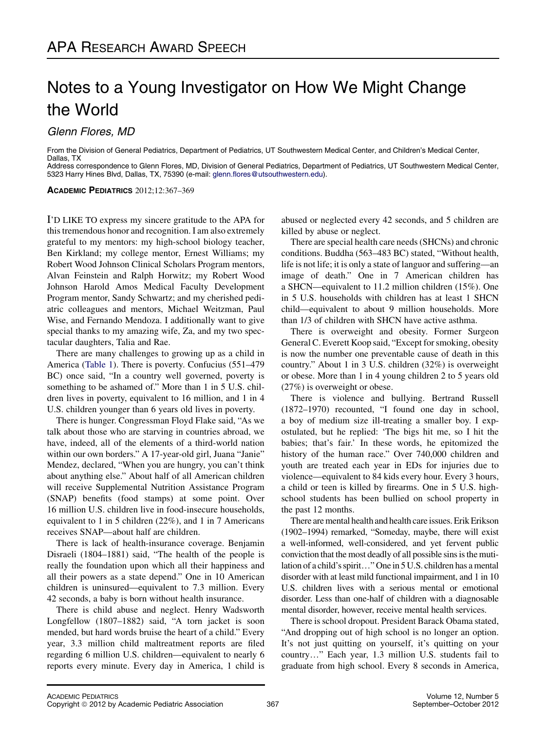APA RESEARCH AWARD SPEECH

# Notes to a Young Investigator on How We Might Change the World

*Glenn Flores, MD*

From the Division of General Pediatrics, Department of Pediatrics, UT Southwestern Medical Center, and Children's Medical Center, Dallas, TX

Address correspondence to Glenn Flores, MD, Division of General Pediatrics, Department of Pediatrics, UT Southwestern Medical Center, 5323 Harry Hines Blvd, Dallas, TX, 75390 (e-mail: glenn.flores@utsouthwestern.edu).

**ACADEMIC PEDIATRICS** 2012;12:367–369

I'D LIKE TO express my sincere gratitude to the APA for this tremendous honor and recognition. I am also extremely grateful to my mentors: my high-school biology teacher, Ben Kirkland; my college mentor, Ernest Williams; my Robert Wood Johnson Clinical Scholars Program mentors, Alvan Feinstein and Ralph Horwitz; my Robert Wood Johnson Harold Amos Medical Faculty Development Program mentor, Sandy Schwartz; and my cherished pediatric colleagues and mentors, Michael Weitzman, Paul Wise, and Fernando Mendoza. I additionally want to give special thanks to my amazing wife, Za, and my two spectacular daughters, Talia and Rae.

There are many challenges to growing up as a child in America (Table 1). There is poverty. Confucius (551–479 BC) once said, "In a country well governed, poverty is something to be ashamed of." More than 1 in 5 U.S. children lives in poverty, equivalent to 16 million, and 1 in 4 U.S. children younger than 6 years old lives in poverty.

There is hunger. Congressman Floyd Flake said, "As we talk about those who are starving in countries abroad, we have, indeed, all of the elements of a third-world nation within our own borders." A 17-year-old girl, Juana "Janie" Mendez, declared, "When you are hungry, you can't think about anything else." About half of all American children will receive Supplemental Nutrition Assistance Program (SNAP) benefits (food stamps) at some point. Over 16 million U.S. children live in food-insecure households, equivalent to 1 in 5 children (22%), and 1 in 7 Americans receives SNAP—about half are children.

There is lack of health-insurance coverage. Benjamin Disraeli (1804–1881) said, "The health of the people is really the foundation upon which all their happiness and all their powers as a state depend." One in 10 American children is uninsured—equivalent to 7.3 million. Every 42 seconds, a baby is born without health insurance.

There is child abuse and neglect. Henry Wadsworth Longfellow (1807–1882) said, "A torn jacket is soon mended, but hard words bruise the heart of a child." Every year, 3.3 million child maltreatment reports are filed regarding 6 million U.S. children—equivalent to nearly 6 reports every minute. Every day in America, 1 child is abused or neglected every 42 seconds, and 5 children are killed by abuse or neglect.

There are special health care needs (SHCNs) and chronic conditions. Buddha (563–483 BC) stated, "Without health, life is not life; it is only a state of languor and suffering—an image of death." One in 7 American children has a SHCN—equivalent to 11.2 million children (15%). One in 5 U.S. households with children has at least 1 SHCN child—equivalent to about 9 million households. More than 1/3 of children with SHCN have active asthma.

There is overweight and obesity. Former Surgeon General C. Everett Koop said, "Except for smoking, obesity is now the number one preventable cause of death in this country." About 1 in 3 U.S. children (32%) is overweight or obese. More than 1 in 4 young children 2 to 5 years old (27%) is overweight or obese.

There is violence and bullying. Bertrand Russell (1872–1970) recounted, "I found one day in school, a boy of medium size ill-treating a smaller boy. I expostulated, but he replied: 'The bigs hit me, so I hit the babies; that's fair.' In these words, he epitomized the history of the human race." Over 740,000 children and youth are treated each year in EDs for injuries due to violence—equivalent to 84 kids every hour. Every 3 hours, a child or teen is killed by firearms. One in 5 U.S. high-school students has been bullied on school property in the past 12 months.

There are mental health and health care issues. Erik Erikson (1902–1994) remarked, "Someday, maybe, there will exist a well-informed, well-considered, and yet fervent public conviction that the most deadly of all possible sins is the mutilation of a child's spirit…" One in 5 U.S. children has a mental disorder with at least mild functional impairment, and 1 in 10 U.S. children lives with a serious mental or emotional disorder. Less than one-half of children with a diagnosable mental disorder, however, receive mental health services.

There is school dropout. President Barack Obama stated, "And dropping out of high school is no longer an option. It's not just quitting on yourself, it's quitting on your country…" Each year, 1.3 million U.S. students fail to graduate from high school. Every 8 seconds in America,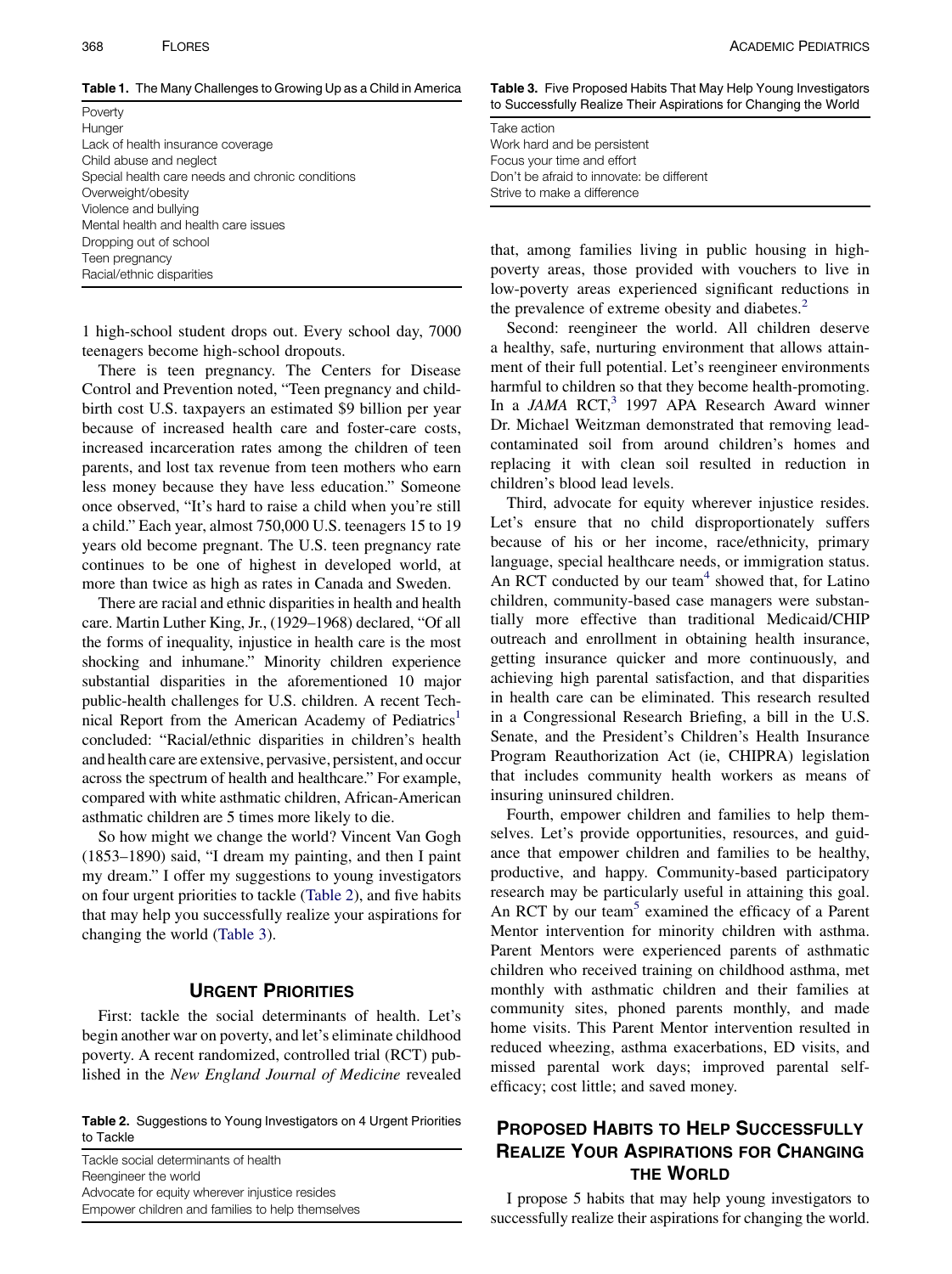**Table 1.** The Many Challenges to Growing Up as a Child in America

| |
|---|
| Poverty |
| Hunger |
| Lack of health insurance coverage |
| Child abuse and neglect |
| Special health care needs and chronic conditions |
| Overweight/obesity |
| Violence and bullying |
| Mental health and health care issues |
| Dropping out of school |
| Teen pregnancy |
| Racial/ethnic disparities |

1 high-school student drops out. Every school day, 7000 teenagers become high-school dropouts.

There is teen pregnancy. The Centers for Disease Control and Prevention noted, "Teen pregnancy and childbirth cost U.S. taxpayers an estimated $9 billion per year because of increased health care and foster-care costs, increased incarceration rates among the children of teen parents, and lost tax revenue from teen mothers who earn less money because they have less education." Someone once observed, "It's hard to raise a child when you're still a child." Each year, almost 750,000 U.S. teenagers 15 to 19 years old become pregnant. The U.S. teen pregnancy rate continues to be one of highest in developed world, at more than twice as high as rates in Canada and Sweden.

There are racial and ethnic disparities in health and health care. Martin Luther King, Jr., (1929–1968) declared, "Of all the forms of inequality, injustice in health care is the most shocking and inhumane." Minority children experience substantial disparities in the aforementioned 10 major public-health challenges for U.S. children. A recent Technical Report from the American Academy of Pediatrics[1] concluded: "Racial/ethnic disparities in children's health and health care are extensive, pervasive, persistent, and occur across the spectrum of health and healthcare." For example, compared with white asthmatic children, African-American asthmatic children are 5 times more likely to die.

So how might we change the world? Vincent Van Gogh (1853–1890) said, "I dream my painting, and then I paint my dream." I offer my suggestions to young investigators on four urgent priorities to tackle (Table 2), and five habits that may help you successfully realize your aspirations for changing the world (Table 3).

## Urgent Priorities

First: tackle the social determinants of health. Let's begin another war on poverty, and let's eliminate childhood poverty. A recent randomized, controlled trial (RCT) published in the *New England Journal of Medicine* revealed that, among families living in public housing in high-poverty areas, those provided with vouchers to live in low-poverty areas experienced significant reductions in the prevalence of extreme obesity and diabetes.[2]

**Table 2.** Suggestions to Young Investigators on 4 Urgent Priorities to Tackle

| |
|---|
| Tackle social determinants of health |
| Reengineer the world |
| Advocate for equity wherever injustice resides |
| Empower children and families to help themselves |

**Table 3.** Five Proposed Habits That May Help Young Investigators to Successfully Realize Their Aspirations for Changing the World

| |
|---|
| Take action |
| Work hard and be persistent |
| Focus your time and effort |
| Don't be afraid to innovate: be different |
| Strive to make a difference |

Second: reengineer the world. All children deserve a healthy, safe, nurturing environment that allows attainment of their full potential. Let's reengineer environments harmful to children so that they become health-promoting. In a *JAMA* RCT,[3] 1997 APA Research Award winner Dr. Michael Weitzman demonstrated that removing lead-contaminated soil from around children's homes and replacing it with clean soil resulted in reduction in children's blood lead levels.

Third, advocate for equity wherever injustice resides. Let's ensure that no child disproportionately suffers because of his or her income, race/ethnicity, primary language, special healthcare needs, or immigration status. An RCT conducted by our team[4] showed that, for Latino children, community-based case managers were substantially more effective than traditional Medicaid/CHIP outreach and enrollment in obtaining health insurance, getting insurance quicker and more continuously, and achieving high parental satisfaction, and that disparities in health care can be eliminated. This research resulted in a Congressional Research Briefing, a bill in the U.S. Senate, and the President's Children's Health Insurance Program Reauthorization Act (ie, CHIPRA) legislation that includes community health workers as means of insuring uninsured children.

Fourth, empower children and families to help themselves. Let's provide opportunities, resources, and guidance that empower children and families to be healthy, productive, and happy. Community-based participatory research may be particularly useful in attaining this goal. An RCT by our team[5] examined the efficacy of a Parent Mentor intervention for minority children with asthma. Parent Mentors were experienced parents of asthmatic children who received training on childhood asthma, met monthly with asthmatic children and their families at community sites, phoned parents monthly, and made home visits. This Parent Mentor intervention resulted in reduced wheezing, asthma exacerbations, ED visits, and missed parental work days; improved parental self-efficacy; cost little; and saved money.

## Proposed Habits to Help Successfully Realize Your Aspirations for Changing the World

I propose 5 habits that may help young investigators to successfully realize their aspirations for changing the world.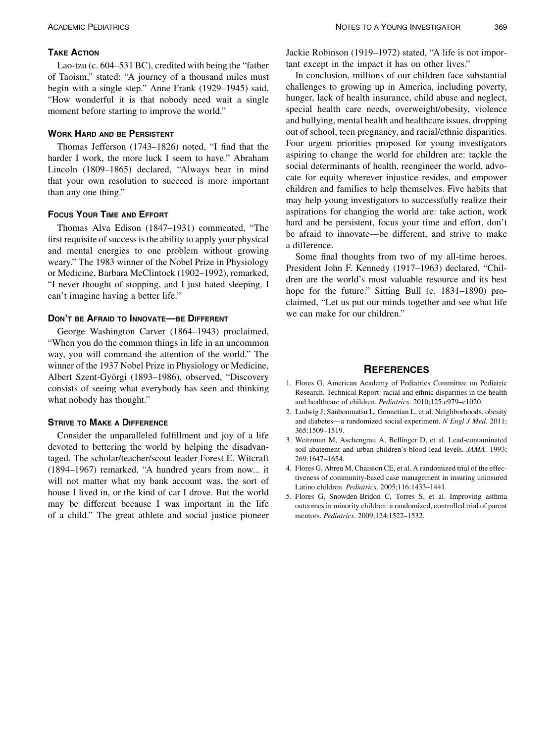## Take Action

Lao-tzu (c. 604–531 BC), credited with being the "father of Taoism," stated: "A journey of a thousand miles must begin with a single step." Anne Frank (1929–1945) said, "How wonderful it is that nobody need wait a single moment before starting to improve the world."

## Work Hard and be Persistent

Thomas Jefferson (1743–1826) noted, "I find that the harder I work, the more luck I seem to have." Abraham Lincoln (1809–1865) declared, "Always bear in mind that your own resolution to succeed is more important than any one thing."

## Focus Your Time and Effort

Thomas Alva Edison (1847–1931) commented, "The first requisite of success is the ability to apply your physical and mental energies to one problem without growing weary." The 1983 winner of the Nobel Prize in Physiology or Medicine, Barbara McClintock (1902–1992), remarked, "I never thought of stopping, and I just hated sleeping. I can't imagine having a better life."

## Don't be Afraid to Innovate—be Different

George Washington Carver (1864–1943) proclaimed, "When you do the common things in life in an uncommon way, you will command the attention of the world." The winner of the 1937 Nobel Prize in Physiology or Medicine, Albert Szent-Györgi (1893–1986), observed, "Discovery consists of seeing what everybody has seen and thinking what nobody has thought."

## Strive to Make a Difference

Consider the unparalleled fulfillment and joy of a life devoted to bettering the world by helping the disadvantaged. The scholar/teacher/scout leader Forest E. Witcraft (1894–1967) remarked, "A hundred years from now... it will not matter what my bank account was, the sort of house I lived in, or the kind of car I drove. But the world may be different because I was important in the life of a child." The great athlete and social justice pioneer Jackie Robinson (1919–1972) stated, "A life is not important except in the impact it has on other lives."

In conclusion, millions of our children face substantial challenges to growing up in America, including poverty, hunger, lack of health insurance, child abuse and neglect, special health care needs, overweight/obesity, violence and bullying, mental health and healthcare issues, dropping out of school, teen pregnancy, and racial/ethnic disparities. Four urgent priorities proposed for young investigators aspiring to change the world for children are: tackle the social determinants of health, reengineer the world, advocate for equity wherever injustice resides, and empower children and families to help themselves. Five habits that may help young investigators to successfully realize their aspirations for changing the world are: take action, work hard and be persistent, focus your time and effort, don't be afraid to innovate—be different, and strive to make a difference.

Some final thoughts from two of my all-time heroes. President John F. Kennedy (1917–1963) declared, "Children are the world's most valuable resource and its best hope for the future." Sitting Bull (c. 1831–1890) proclaimed, "Let us put our minds together and see what life we can make for our children."

## References

1. Flores G, American Academy of Pediatrics Committee on Pediatric Research. Technical Report: racial and ethnic disparities in the health and healthcare of children. *Pediatrics*. 2010;125:e979–e1020.
2. Ludwig J, Sanbonmatsu L, Gennetian L, et al. Neighborhoods, obesity and diabetes—a randomized social experiment. *N Engl J Med*. 2011; 365:1509–1519.
3. Weitzman M, Aschengrau A, Bellinger D, et al. Lead-contaminated soil abatement and urban children's blood lead levels. *JAMA*. 1993; 269:1647–1654.
4. Flores G, Abreu M, Chaisson CE, et al. A randomized trial of the effectiveness of community-based case management in insuring uninsured Latino children. *Pediatrics*. 2005;116:1433–1441.
5. Flores G, Snowden-Bridon C, Torres S, et al. Improving asthma outcomes in minority children: a randomized, controlled trial of parent mentors. *Pediatrics*. 2009;124:1522–1532.